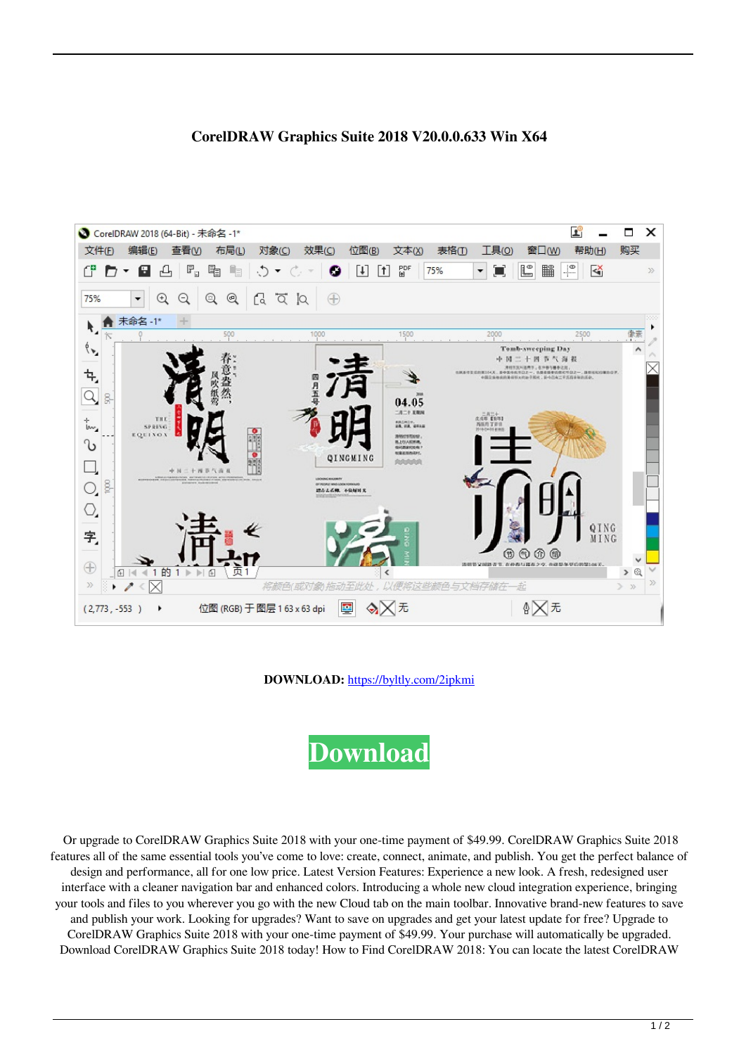**CorelDRAW Graphics Suite 2018 V20.0.0.633 Win X64**

**DOWNLOAD:** https://byltly.com/2ipkmi

Download

Or upgrade to CorelDRAW Graphics Suite 2018 with your one-time payment of $49.99. CorelDRAW Graphics Suite 2018 features all of the same essential tools you've come to love: create, connect, animate, and publish. You get the perfect balance of design and performance, all for one low price. Latest Version Features: Experience a new look. A fresh, redesigned user interface with a cleaner navigation bar and enhanced colors. Introducing a whole new cloud integration experience, bringing your tools and files to you wherever you go with the new Cloud tab on the main toolbar. Innovative brand-new features to save and publish your work. Looking for upgrades? Want to save on upgrades and get your latest update for free? Upgrade to CorelDRAW Graphics Suite 2018 with your one-time payment of $49.99. Your purchase will automatically be upgraded. Download CorelDRAW Graphics Suite 2018 today! How to Find CorelDRAW 2018: You can locate the latest CorelDRAW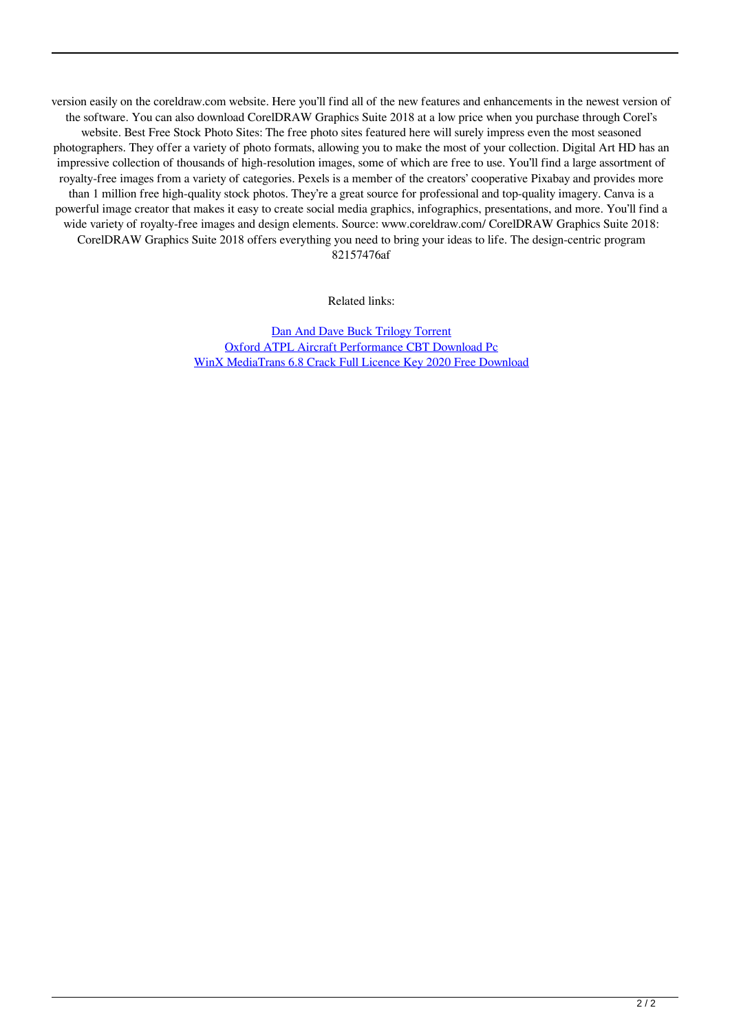version easily on the coreldraw.com website. Here you'll find all of the new features and enhancements in the newest version of the software. You can also download CorelDRAW Graphics Suite 2018 at a low price when you purchase through Corel's website. Best Free Stock Photo Sites: The free photo sites featured here will surely impress even the most seasoned photographers. They offer a variety of photo formats, allowing you to make the most of your collection. Digital Art HD has an impressive collection of thousands of high-resolution images, some of which are free to use. You'll find a large assortment of royalty-free images from a variety of categories. Pexels is a member of the creators' cooperative Pixabay and provides more than 1 million free high-quality stock photos. They're a great source for professional and top-quality imagery. Canva is a powerful image creator that makes it easy to create social media graphics, infographics, presentations, and more. You'll find a wide variety of royalty-free images and design elements. Source: www.coreldraw.com/ CorelDRAW Graphics Suite 2018: CorelDRAW Graphics Suite 2018 offers everything you need to bring your ideas to life. The design-centric program 82157476af

Related links:

Dan And Dave Buck Trilogy Torrent
Oxford ATPL Aircraft Performance CBT Download Pc
WinX MediaTrans 6.8 Crack Full Licence Key 2020 Free Download